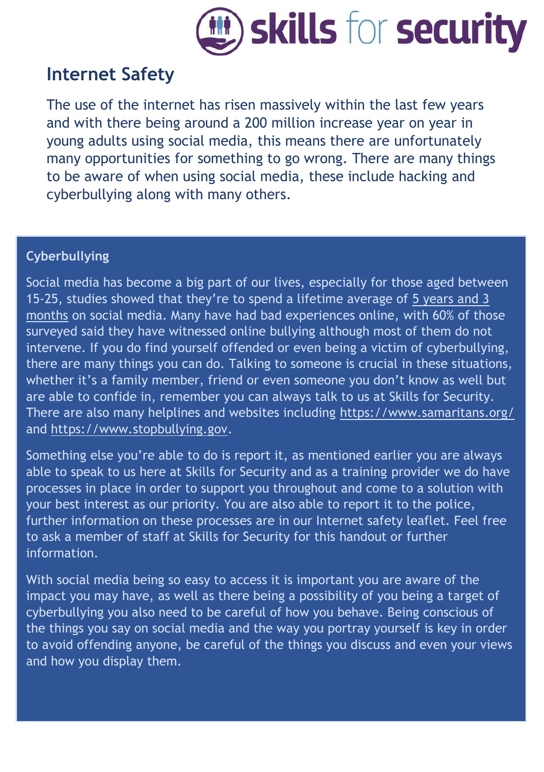# Internet Safety

The use of the internet has risen massively within the last few years and with there being around a 200 million increase year on year in young adults using social media, this means there are unfortunately many opportunities for something to go wrong. There are many things to be aware of when using social media, these include hacking and cyberbullying along with many others.

**Cyberbullying**

Social media has become a big part of our lives, especially for those aged between 15-25, studies showed that they're to spend a lifetime average of 5 years and 3 months on social media. Many have had bad experiences online, with 60% of those surveyed said they have witnessed online bullying although most of them do not intervene. If you do find yourself offended or even being a victim of cyberbullying, there are many things you can do. Talking to someone is crucial in these situations, whether it's a family member, friend or even someone you don't know as well but are able to confide in, remember you can always talk to us at Skills for Security. There are also many helplines and websites including https://www.samaritans.org/ and https://www.stopbullying.gov.

Something else you're able to do is report it, as mentioned earlier you are always able to speak to us here at Skills for Security and as a training provider we do have processes in place in order to support you throughout and come to a solution with your best interest as our priority. You are also able to report it to the police, further information on these processes are in our Internet safety leaflet. Feel free to ask a member of staff at Skills for Security for this handout or further information.

With social media being so easy to access it is important you are aware of the impact you may have, as well as there being a possibility of you being a target of cyberbullying you also need to be careful of how you behave. Being conscious of the things you say on social media and the way you portray yourself is key in order to avoid offending anyone, be careful of the things you discuss and even your views and how you display them.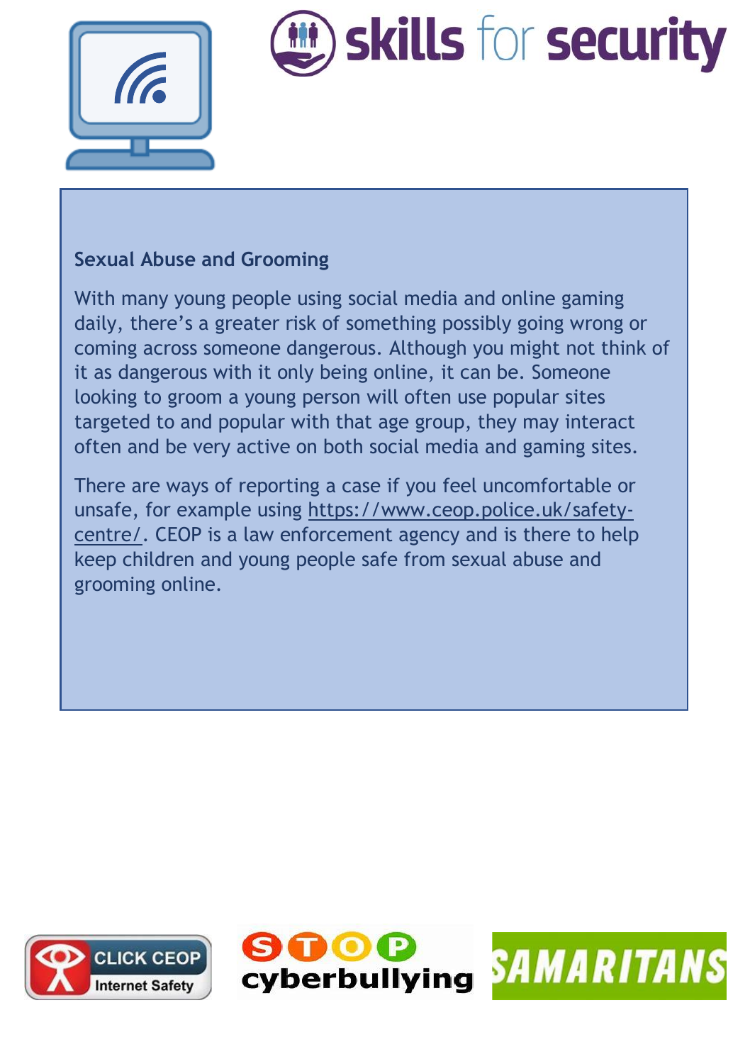skills for security

## Sexual Abuse and Grooming

With many young people using social media and online gaming daily, there's a greater risk of something possibly going wrong or coming across someone dangerous. Although you might not think of it as dangerous with it only being online, it can be. Someone looking to groom a young person will often use popular sites targeted to and popular with that age group, they may interact often and be very active on both social media and gaming sites.

There are ways of reporting a case if you feel uncomfortable or unsafe, for example using https://www.ceop.police.uk/safety-centre/. CEOP is a law enforcement agency and is there to help keep children and young people safe from sexual abuse and grooming online.

CLICK CEOP Internet Safety

STOP cyberbullying

SAMARITANS